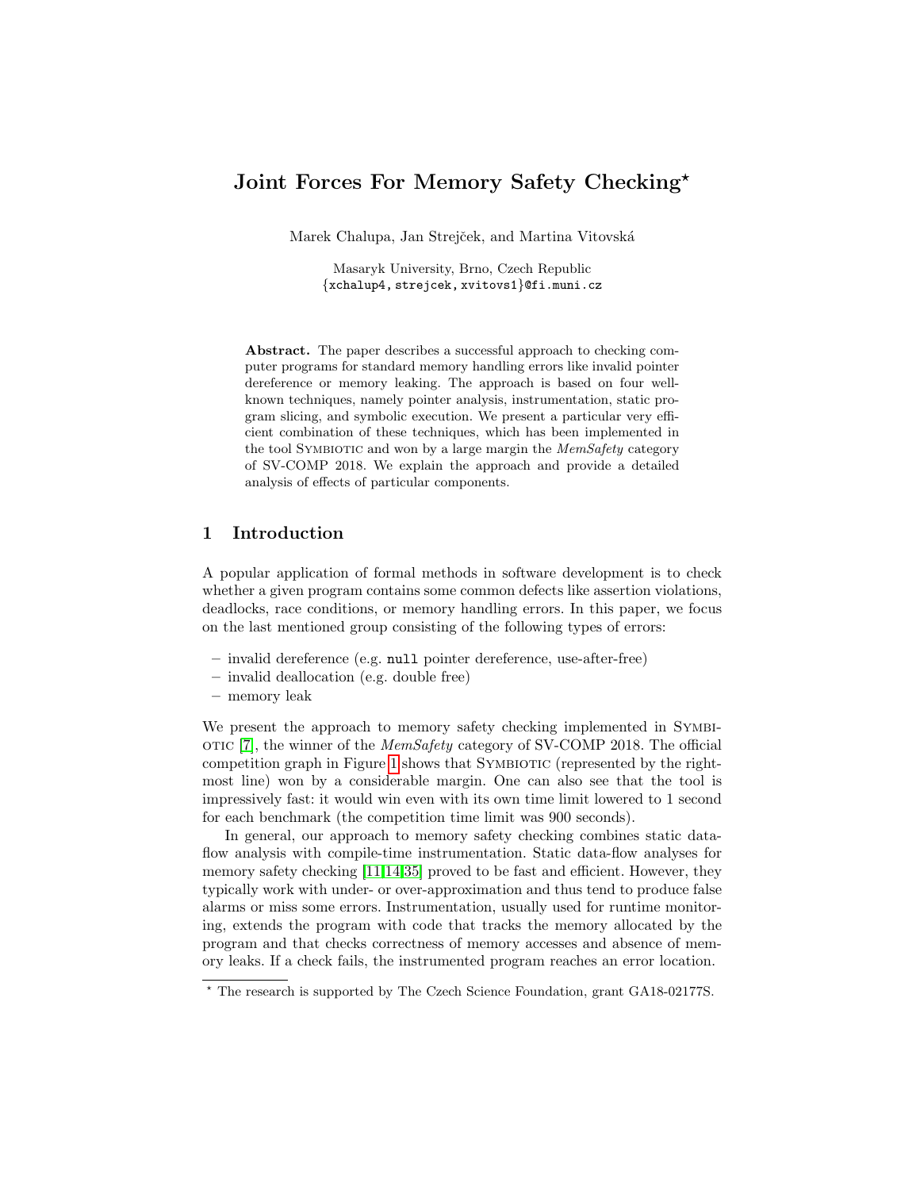# Joint Forces For Memory Safety Checking*

Marek Chalupa, Jan Strejček, and Martina Vitovská

Masaryk University, Brno, Czech Republic
{xchalup4, strejcek, xvitovs1}@fi.muni.cz

**Abstract.** The paper describes a successful approach to checking computer programs for standard memory handling errors like invalid pointer dereference or memory leaking. The approach is based on four well-known techniques, namely pointer analysis, instrumentation, static program slicing, and symbolic execution. We present a particular very efficient combination of these techniques, which has been implemented in the tool Symbiotic and won by a large margin the *MemSafety* category of SV-COMP 2018. We explain the approach and provide a detailed analysis of effects of particular components.

## 1 Introduction

A popular application of formal methods in software development is to check whether a given program contains some common defects like assertion violations, deadlocks, race conditions, or memory handling errors. In this paper, we focus on the last mentioned group consisting of the following types of errors:

- invalid dereference (e.g. `null` pointer dereference, use-after-free)
- invalid deallocation (e.g. double free)
- memory leak

We present the approach to memory safety checking implemented in Symbiotic [7], the winner of the *MemSafety* category of SV-COMP 2018. The official competition graph in Figure 1 shows that Symbiotic (represented by the rightmost line) won by a considerable margin. One can also see that the tool is impressively fast: it would win even with its own time limit lowered to 1 second for each benchmark (the competition time limit was 900 seconds).

In general, our approach to memory safety checking combines static data-flow analysis with compile-time instrumentation. Static data-flow analyses for memory safety checking [11,14,35] proved to be fast and efficient. However, they typically work with under- or over-approximation and thus tend to produce false alarms or miss some errors. Instrumentation, usually used for runtime monitoring, extends the program with code that tracks the memory allocated by the program and that checks correctness of memory accesses and absence of memory leaks. If a check fails, the instrumented program reaches an error location.

* The research is supported by The Czech Science Foundation, grant GA18-02177S.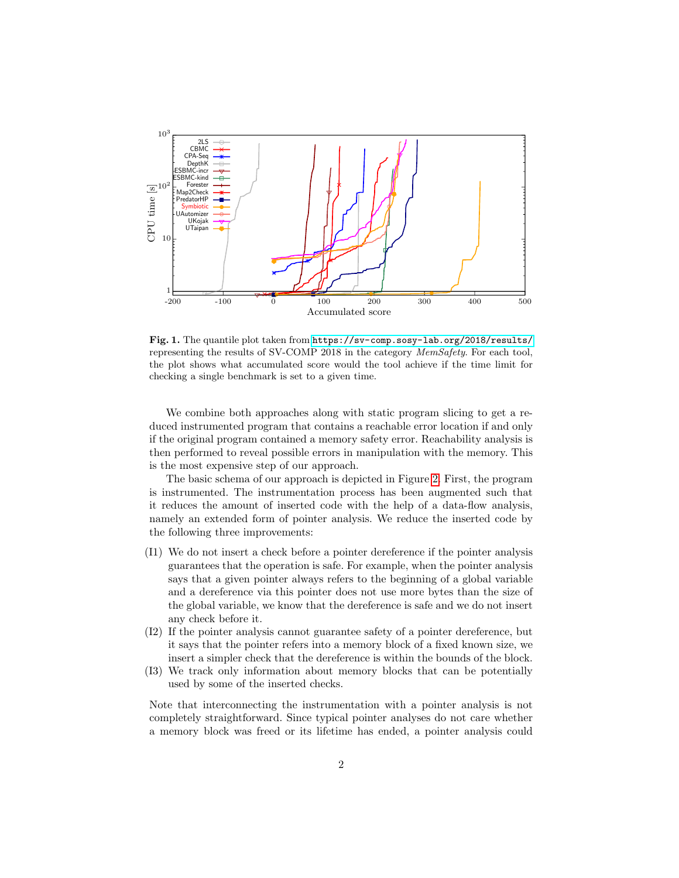**Fig. 1.** The quantile plot taken from https://sv-comp.sosy-lab.org/2018/results/ representing the results of SV-COMP 2018 in the category *MemSafety*. For each tool, the plot shows what accumulated score would the tool achieve if the time limit for checking a single benchmark is set to a given time.

We combine both approaches along with static program slicing to get a reduced instrumented program that contains a reachable error location if and only if the original program contained a memory safety error. Reachability analysis is then performed to reveal possible errors in manipulation with the memory. This is the most expensive step of our approach.

The basic schema of our approach is depicted in Figure 2. First, the program is instrumented. The instrumentation process has been augmented such that it reduces the amount of inserted code with the help of a data-flow analysis, namely an extended form of pointer analysis. We reduce the inserted code by the following three improvements:

- (I1) We do not insert a check before a pointer dereference if the pointer analysis guarantees that the operation is safe. For example, when the pointer analysis says that a given pointer always refers to the beginning of a global variable and a dereference via this pointer does not use more bytes than the size of the global variable, we know that the dereference is safe and we do not insert any check before it.
- (I2) If the pointer analysis cannot guarantee safety of a pointer dereference, but it says that the pointer refers into a memory block of a fixed known size, we insert a simpler check that the dereference is within the bounds of the block.
- (I3) We track only information about memory blocks that can be potentially used by some of the inserted checks.

Note that interconnecting the instrumentation with a pointer analysis is not completely straightforward. Since typical pointer analyses do not care whether a memory block was freed or its lifetime has ended, a pointer analysis could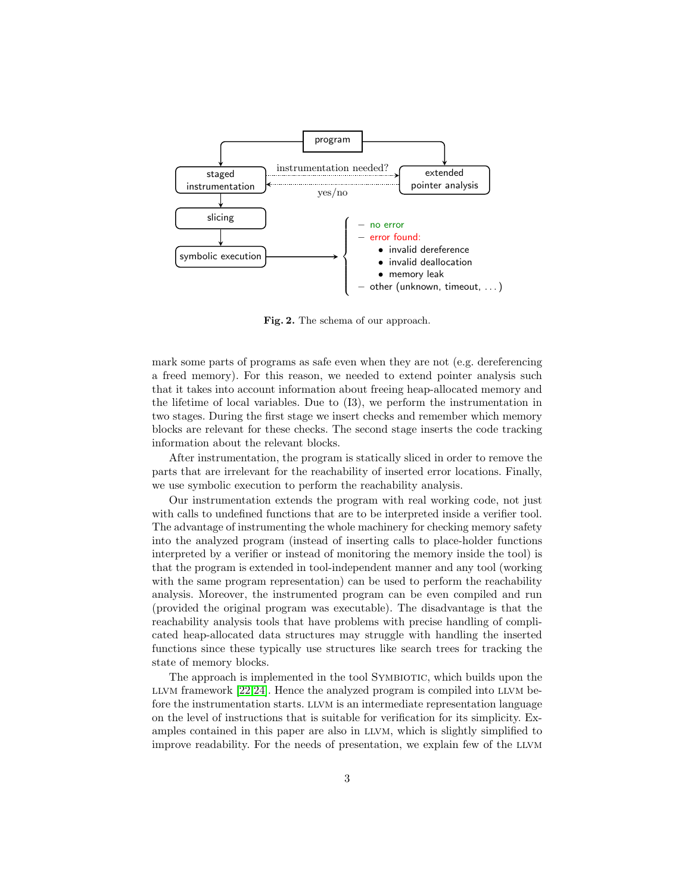**Fig. 2.** The schema of our approach.

mark some parts of programs as safe even when they are not (e.g. dereferencing a freed memory). For this reason, we needed to extend pointer analysis such that it takes into account information about freeing heap-allocated memory and the lifetime of local variables. Due to (I3), we perform the instrumentation in two stages. During the first stage we insert checks and remember which memory blocks are relevant for these checks. The second stage inserts the code tracking information about the relevant blocks.

After instrumentation, the program is statically sliced in order to remove the parts that are irrelevant for the reachability of inserted error locations. Finally, we use symbolic execution to perform the reachability analysis.

Our instrumentation extends the program with real working code, not just with calls to undefined functions that are to be interpreted inside a verifier tool. The advantage of instrumenting the whole machinery for checking memory safety into the analyzed program (instead of inserting calls to place-holder functions interpreted by a verifier or instead of monitoring the memory inside the tool) is that the program is extended in tool-independent manner and any tool (working with the same program representation) can be used to perform the reachability analysis. Moreover, the instrumented program can be even compiled and run (provided the original program was executable). The disadvantage is that the reachability analysis tools that have problems with precise handling of complicated heap-allocated data structures may struggle with handling the inserted functions since these typically use structures like search trees for tracking the state of memory blocks.

The approach is implemented in the tool SYMBIOTIC, which builds upon the LLVM framework [22,24]. Hence the analyzed program is compiled into LLVM before the instrumentation starts. LLVM is an intermediate representation language on the level of instructions that is suitable for verification for its simplicity. Examples contained in this paper are also in LLVM, which is slightly simplified to improve readability. For the needs of presentation, we explain few of the LLVM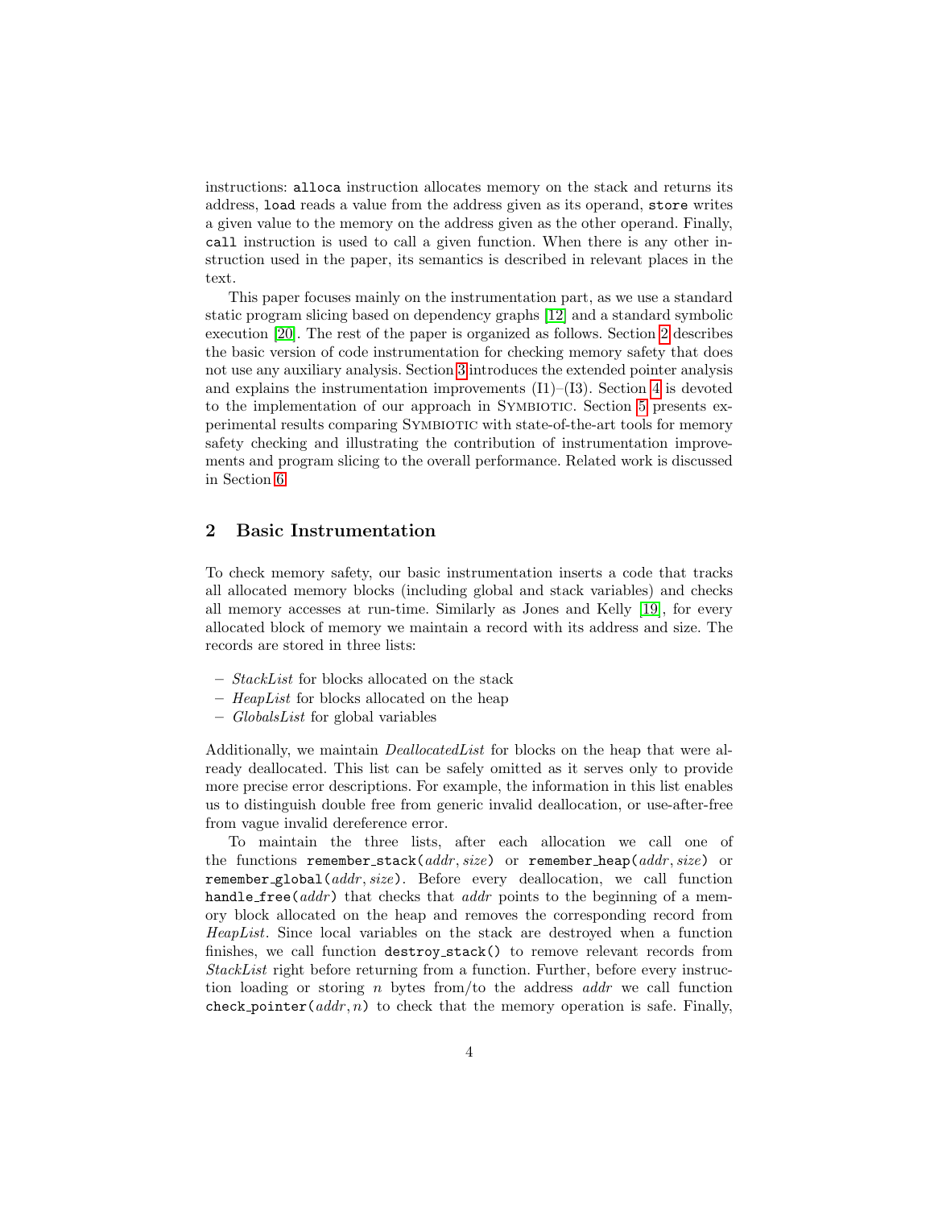instructions: `alloca` instruction allocates memory on the stack and returns its address, `load` reads a value from the address given as its operand, `store` writes a given value to the memory on the address given as the other operand. Finally, `call` instruction is used to call a given function. When there is any other instruction used in the paper, its semantics is described in relevant places in the text.

This paper focuses mainly on the instrumentation part, as we use a standard static program slicing based on dependency graphs [12] and a standard symbolic execution [20]. The rest of the paper is organized as follows. Section 2 describes the basic version of code instrumentation for checking memory safety that does not use any auxiliary analysis. Section 3 introduces the extended pointer analysis and explains the instrumentation improvements (I1)–(I3). Section 4 is devoted to the implementation of our approach in Symbiotic. Section 5 presents experimental results comparing Symbiotic with state-of-the-art tools for memory safety checking and illustrating the contribution of instrumentation improvements and program slicing to the overall performance. Related work is discussed in Section 6.

## 2 Basic Instrumentation

To check memory safety, our basic instrumentation inserts a code that tracks all allocated memory blocks (including global and stack variables) and checks all memory accesses at run-time. Similarly as Jones and Kelly [19], for every allocated block of memory we maintain a record with its address and size. The records are stored in three lists:

- *StackList* for blocks allocated on the stack
- *HeapList* for blocks allocated on the heap
- *GlobalsList* for global variables

Additionally, we maintain *DeallocatedList* for blocks on the heap that were already deallocated. This list can be safely omitted as it serves only to provide more precise error descriptions. For example, the information in this list enables us to distinguish double free from generic invalid deallocation, or use-after-free from vague invalid dereference error.

To maintain the three lists, after each allocation we call one of the functions `remember_stack`(*addr*, *size*) or `remember_heap`(*addr*, *size*) or `remember_global`(*addr*, *size*). Before every deallocation, we call function `handle_free`(*addr*) that checks that *addr* points to the beginning of a memory block allocated on the heap and removes the corresponding record from *HeapList*. Since local variables on the stack are destroyed when a function finishes, we call function `destroy_stack()` to remove relevant records from *StackList* right before returning from a function. Further, before every instruction loading or storing $n$ bytes from/to the address *addr* we call function `check_pointer`(*addr*, $n$) to check that the memory operation is safe. Finally,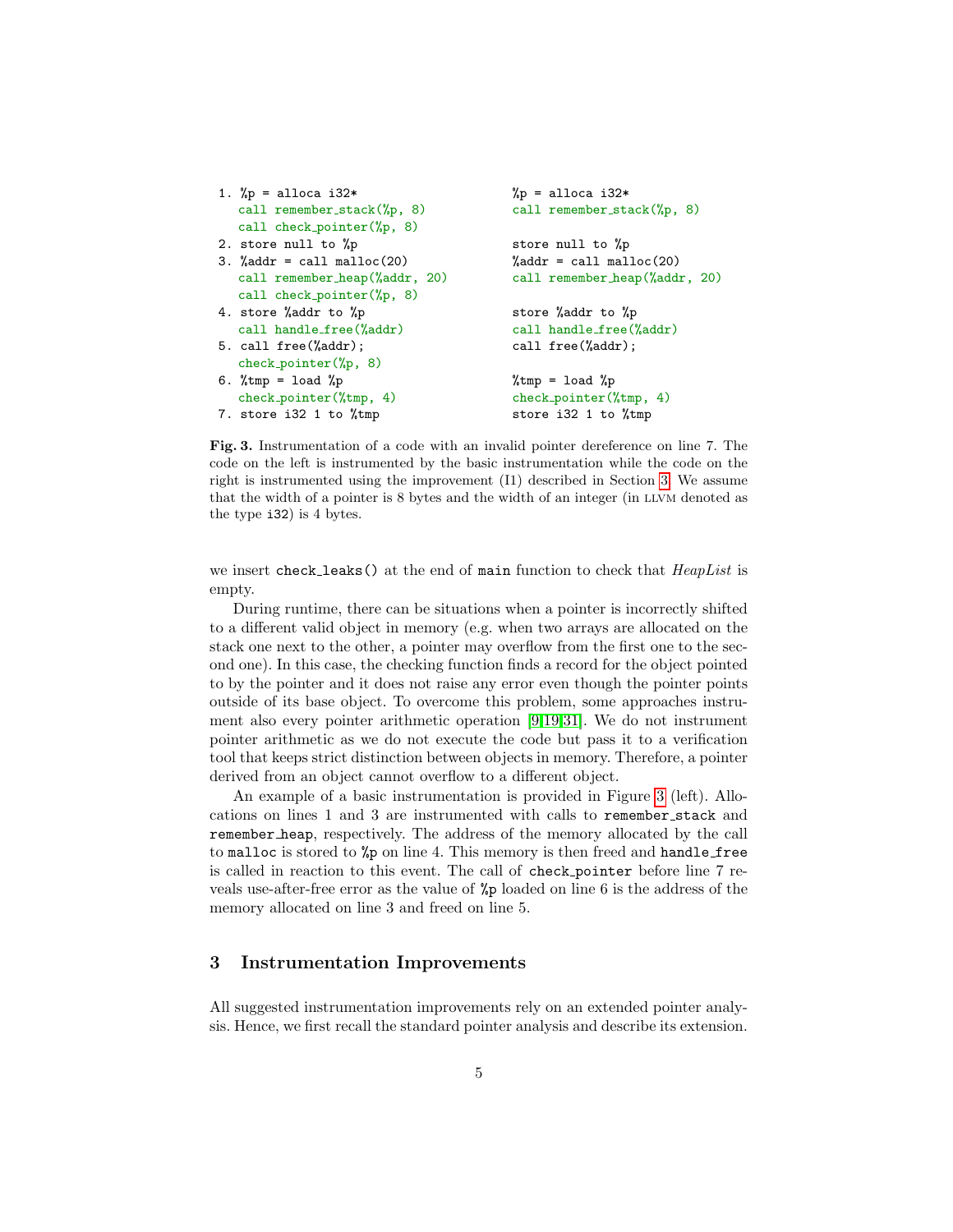```
1. %p = alloca i32*                    %p = alloca i32*
   call remember_stack(%p, 8)          call remember_stack(%p, 8)
   call check_pointer(%p, 8)
2. store null to %p                    store null to %p
3. %addr = call malloc(20)             %addr = call malloc(20)
   call remember_heap(%addr, 20)       call remember_heap(%addr, 20)
   call check_pointer(%p, 8)
4. store %addr to %p                   store %addr to %p
   call handle_free(%addr)             call handle_free(%addr)
5. call free(%addr);                   call free(%addr);
   check_pointer(%p, 8)
6. %tmp = load %p                      %tmp = load %p
   check_pointer(%tmp, 4)              check_pointer(%tmp, 4)
7. store i32 1 to %tmp                 store i32 1 to %tmp
```

**Fig. 3.** Instrumentation of a code with an invalid pointer dereference on line 7. The code on the left is instrumented by the basic instrumentation while the code on the right is instrumented using the improvement (I1) described in Section 3. We assume that the width of a pointer is 8 bytes and the width of an integer (in LLVM denoted as the type i32) is 4 bytes.

we insert `check_leaks()` at the end of `main` function to check that *HeapList* is empty.

During runtime, there can be situations when a pointer is incorrectly shifted to a different valid object in memory (e.g. when two arrays are allocated on the stack one next to the other, a pointer may overflow from the first one to the second one). In this case, the checking function finds a record for the object pointed to by the pointer and it does not raise any error even though the pointer points outside of its base object. To overcome this problem, some approaches instrument also every pointer arithmetic operation [9,19,31]. We do not instrument pointer arithmetic as we do not execute the code but pass it to a verification tool that keeps strict distinction between objects in memory. Therefore, a pointer derived from an object cannot overflow to a different object.

An example of a basic instrumentation is provided in Figure 3 (left). Allocations on lines 1 and 3 are instrumented with calls to `remember_stack` and `remember_heap`, respectively. The address of the memory allocated by the call to `malloc` is stored to `%p` on line 4. This memory is then freed and `handle_free` is called in reaction to this event. The call of `check_pointer` before line 7 reveals use-after-free error as the value of `%p` loaded on line 6 is the address of the memory allocated on line 3 and freed on line 5.

## 3 Instrumentation Improvements

All suggested instrumentation improvements rely on an extended pointer analysis. Hence, we first recall the standard pointer analysis and describe its extension.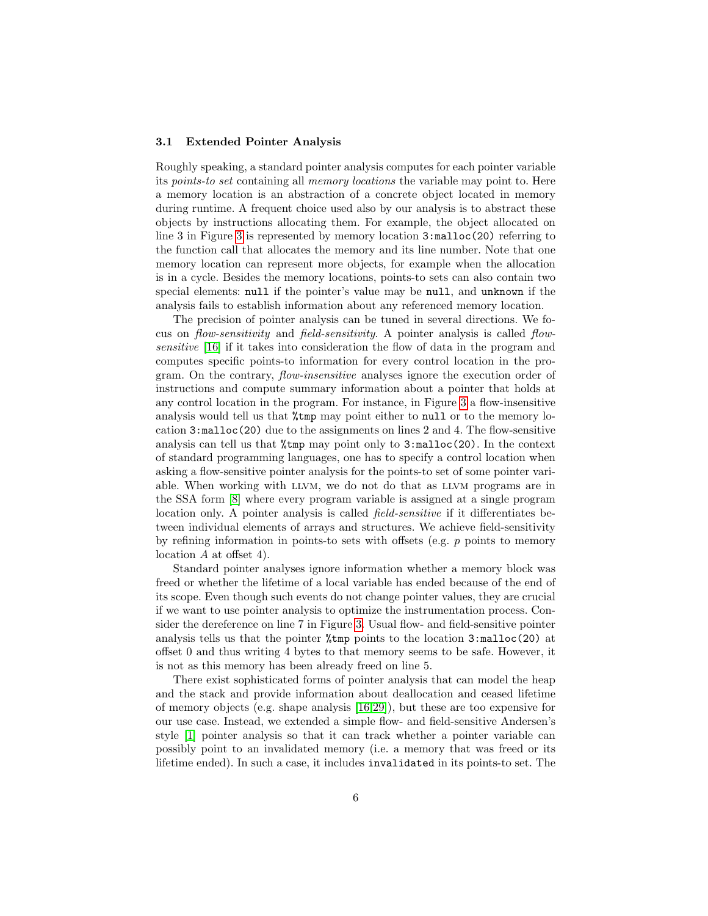### 3.1 Extended Pointer Analysis

Roughly speaking, a standard pointer analysis computes for each pointer variable its *points-to set* containing all *memory locations* the variable may point to. Here a memory location is an abstraction of a concrete object located in memory during runtime. A frequent choice used also by our analysis is to abstract these objects by instructions allocating them. For example, the object allocated on line 3 in Figure 3 is represented by memory location `3:malloc(20)` referring to the function call that allocates the memory and its line number. Note that one memory location can represent more objects, for example when the allocation is in a cycle. Besides the memory locations, points-to sets can also contain two special elements: `null` if the pointer's value may be `null`, and `unknown` if the analysis fails to establish information about any referenced memory location.

The precision of pointer analysis can be tuned in several directions. We focus on *flow-sensitivity* and *field-sensitivity*. A pointer analysis is called *flow-sensitive* [16] if it takes into consideration the flow of data in the program and computes specific points-to information for every control location in the program. On the contrary, *flow-insensitive* analyses ignore the execution order of instructions and compute summary information about a pointer that holds at any control location in the program. For instance, in Figure 3 a flow-insensitive analysis would tell us that `%tmp` may point either to `null` or to the memory location `3:malloc(20)` due to the assignments on lines 2 and 4. The flow-sensitive analysis can tell us that `%tmp` may point only to `3:malloc(20)`. In the context of standard programming languages, one has to specify a control location when asking a flow-sensitive pointer analysis for the points-to set of some pointer variable. When working with LLVM, we do not do that as LLVM programs are in the SSA form [8] where every program variable is assigned at a single program location only. A pointer analysis is called *field-sensitive* if it differentiates between individual elements of arrays and structures. We achieve field-sensitivity by refining information in points-to sets with offsets (e.g. $p$ points to memory location $A$ at offset 4).

Standard pointer analyses ignore information whether a memory block was freed or whether the lifetime of a local variable has ended because of the end of its scope. Even though such events do not change pointer values, they are crucial if we want to use pointer analysis to optimize the instrumentation process. Consider the dereference on line 7 in Figure 3. Usual flow- and field-sensitive pointer analysis tells us that the pointer `%tmp` points to the location `3:malloc(20)` at offset 0 and thus writing 4 bytes to that memory seems to be safe. However, it is not as this memory has been already freed on line 5.

There exist sophisticated forms of pointer analysis that can model the heap and the stack and provide information about deallocation and ceased lifetime of memory objects (e.g. shape analysis [16,29]), but these are too expensive for our use case. Instead, we extended a simple flow- and field-sensitive Andersen's style [1] pointer analysis so that it can track whether a pointer variable can possibly point to an invalidated memory (i.e. a memory that was freed or its lifetime ended). In such a case, it includes `invalidated` in its points-to set. The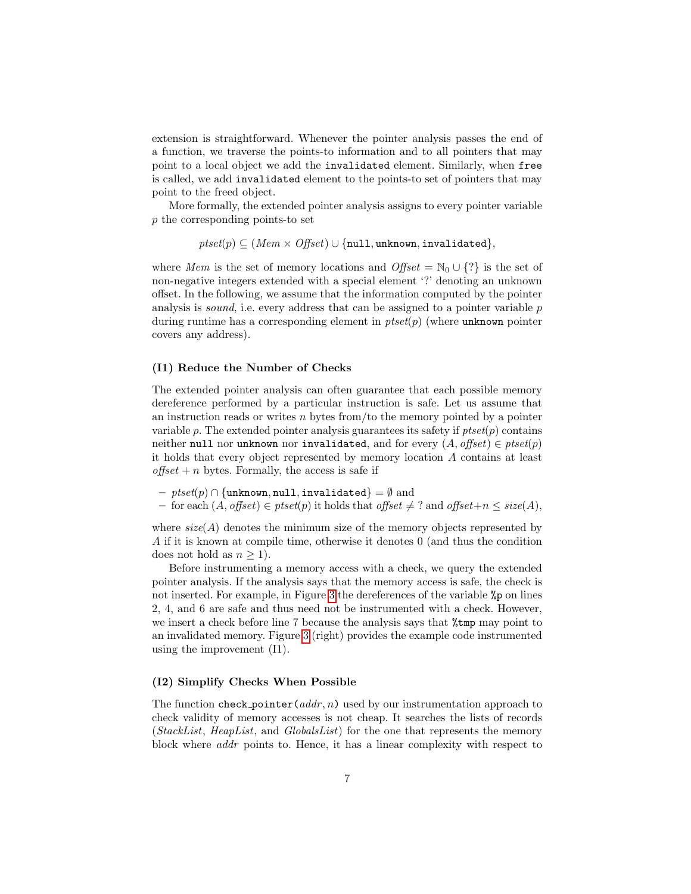extension is straightforward. Whenever the pointer analysis passes the end of a function, we traverse the points-to information and to all pointers that may point to a local object we add the `invalidated` element. Similarly, when `free` is called, we add `invalidated` element to the points-to set of pointers that may point to the freed object.

More formally, the extended pointer analysis assigns to every pointer variable $p$ the corresponding points-to set

$$ptset(p) \subseteq (Mem \times Offset) \cup \{\texttt{null}, \texttt{unknown}, \texttt{invalidated}\},$$

where $Mem$ is the set of memory locations and $Offset = \mathbb{N}_0 \cup \{?\}$ is the set of non-negative integers extended with a special element '?' denoting an unknown offset. In the following, we assume that the information computed by the pointer analysis is *sound*, i.e. every address that can be assigned to a pointer variable $p$ during runtime has a corresponding element in $ptset(p)$ (where `unknown` pointer covers any address).

### (I1) Reduce the Number of Checks

The extended pointer analysis can often guarantee that each possible memory dereference performed by a particular instruction is safe. Let us assume that an instruction reads or writes $n$ bytes from/to the memory pointed by a pointer variable $p$. The extended pointer analysis guarantees its safety if $ptset(p)$ contains neither `null` nor `unknown` nor `invalidated`, and for every $(A, offset) \in ptset(p)$ it holds that every object represented by memory location $A$ contains at least $offset + n$ bytes. Formally, the access is safe if

- $ptset(p) \cap \{\texttt{unknown}, \texttt{null}, \texttt{invalidated}\} = \emptyset$ and
- for each $(A, offset) \in ptset(p)$ it holds that $offset \neq ?$ and $offset + n \leq size(A)$,

where $size(A)$ denotes the minimum size of the memory objects represented by $A$ if it is known at compile time, otherwise it denotes 0 (and thus the condition does not hold as $n \geq 1$).

Before instrumenting a memory access with a check, we query the extended pointer analysis. If the analysis says that the memory access is safe, the check is not inserted. For example, in Figure 3 the dereferences of the variable `%p` on lines 2, 4, and 6 are safe and thus need not be instrumented with a check. However, we insert a check before line 7 because the analysis says that `%tmp` may point to an invalidated memory. Figure 3 (right) provides the example code instrumented using the improvement (I1).

### (I2) Simplify Checks When Possible

The function `check_pointer(`$addr, n$`)` used by our instrumentation approach to check validity of memory accesses is not cheap. It searches the lists of records (*StackList*, *HeapList*, and *GlobalsList*) for the one that represents the memory block where $addr$ points to. Hence, it has a linear complexity with respect to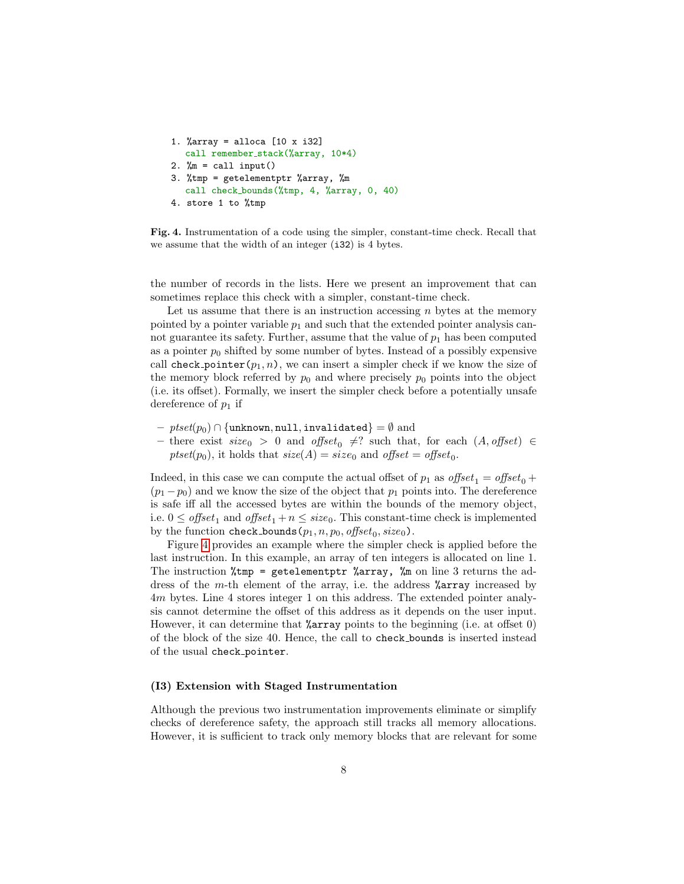```
1. %array = alloca [10 x i32]
   call remember_stack(%array, 10*4)
2. %m = call input()
3. %tmp = getelementptr %array, %m
   call check_bounds(%tmp, 4, %array, 0, 40)
4. store 1 to %tmp
```

**Fig. 4.** Instrumentation of a code using the simpler, constant-time check. Recall that we assume that the width of an integer (`i32`) is 4 bytes.

the number of records in the lists. Here we present an improvement that can sometimes replace this check with a simpler, constant-time check.

Let us assume that there is an instruction accessing $n$ bytes at the memory pointed by a pointer variable $p_1$ and such that the extended pointer analysis cannot guarantee its safety. Further, assume that the value of $p_1$ has been computed as a pointer $p_0$ shifted by some number of bytes. Instead of a possibly expensive call `check_pointer`$(p_1, n)$, we can insert a simpler check if we know the size of the memory block referred by $p_0$ and where precisely $p_0$ points into the object (i.e. its offset). Formally, we insert the simpler check before a potentially unsafe dereference of $p_1$ if

- $ptset(p_0) \cap \{\texttt{unknown}, \texttt{null}, \texttt{invalidated}\} = \emptyset$ and
- there exist $size_0 > 0$ and $offset_0 \neq ?$ such that, for each $(A, offset) \in ptset(p_0)$, it holds that $size(A) = size_0$ and $offset = offset_0$.

Indeed, in this case we can compute the actual offset of $p_1$ as $offset_1 = offset_0 + (p_1 - p_0)$ and we know the size of the object that $p_1$ points into. The dereference is safe iff all the accessed bytes are within the bounds of the memory object, i.e. $0 \leq offset_1$ and $offset_1 + n \leq size_0$. This constant-time check is implemented by the function `check_bounds`$(p_1, n, p_0, offset_0, size_0)$.

Figure 4 provides an example where the simpler check is applied before the last instruction. In this example, an array of ten integers is allocated on line 1. The instruction `%tmp = getelementptr %array, %m` on line 3 returns the address of the $m$-th element of the array, i.e. the address `%array` increased by $4m$ bytes. Line 4 stores integer 1 on this address. The extended pointer analysis cannot determine the offset of this address as it depends on the user input. However, it can determine that `%array` points to the beginning (i.e. at offset 0) of the block of the size 40. Hence, the call to `check_bounds` is inserted instead of the usual `check_pointer`.

#### (I3) Extension with Staged Instrumentation

Although the previous two instrumentation improvements eliminate or simplify checks of dereference safety, the approach still tracks all memory allocations. However, it is sufficient to track only memory blocks that are relevant for some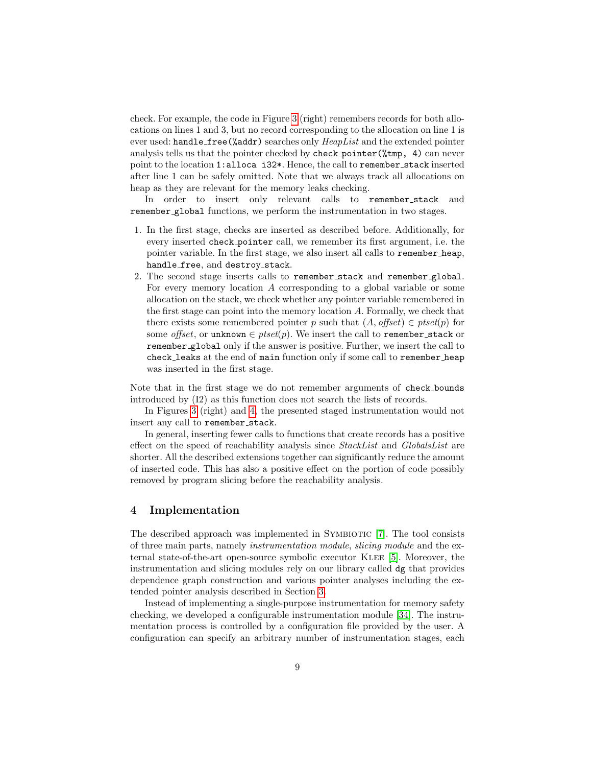check. For example, the code in Figure 3 (right) remembers records for both allocations on lines 1 and 3, but no record corresponding to the allocation on line 1 is ever used: `handle_free(%addr)` searches only *HeapList* and the extended pointer analysis tells us that the pointer checked by `check_pointer(%tmp, 4)` can never point to the location `1:alloca i32*`. Hence, the call to `remember_stack` inserted after line 1 can be safely omitted. Note that we always track all allocations on heap as they are relevant for the memory leaks checking.

In order to insert only relevant calls to `remember_stack` and `remember_global` functions, we perform the instrumentation in two stages.

1. In the first stage, checks are inserted as described before. Additionally, for every inserted `check_pointer` call, we remember its first argument, i.e. the pointer variable. In the first stage, we also insert all calls to `remember_heap`, `handle_free`, and `destroy_stack`.
2. The second stage inserts calls to `remember_stack` and `remember_global`. For every memory location $A$ corresponding to a global variable or some allocation on the stack, we check whether any pointer variable remembered in the first stage can point into the memory location $A$. Formally, we check that there exists some remembered pointer $p$ such that $(A, \mathit{offset}) \in \mathit{ptset}(p)$ for some $\mathit{offset}$, or $\texttt{unknown} \in \mathit{ptset}(p)$. We insert the call to `remember_stack` or `remember_global` only if the answer is positive. Further, we insert the call to `check_leaks` at the end of `main` function only if some call to `remember_heap` was inserted in the first stage.

Note that in the first stage we do not remember arguments of `check_bounds` introduced by (I2) as this function does not search the lists of records.

In Figures 3 (right) and 4, the presented staged instrumentation would not insert any call to `remember_stack`.

In general, inserting fewer calls to functions that create records has a positive effect on the speed of reachability analysis since *StackList* and *GlobalsList* are shorter. All the described extensions together can significantly reduce the amount of inserted code. This has also a positive effect on the portion of code possibly removed by program slicing before the reachability analysis.

## 4 Implementation

The described approach was implemented in Symbiotic [7]. The tool consists of three main parts, namely *instrumentation module*, *slicing module* and the external state-of-the-art open-source symbolic executor Klee [5]. Moreover, the instrumentation and slicing modules rely on our library called `dg` that provides dependence graph construction and various pointer analyses including the extended pointer analysis described in Section 3.

Instead of implementing a single-purpose instrumentation for memory safety checking, we developed a configurable instrumentation module [34]. The instrumentation process is controlled by a configuration file provided by the user. A configuration can specify an arbitrary number of instrumentation stages, each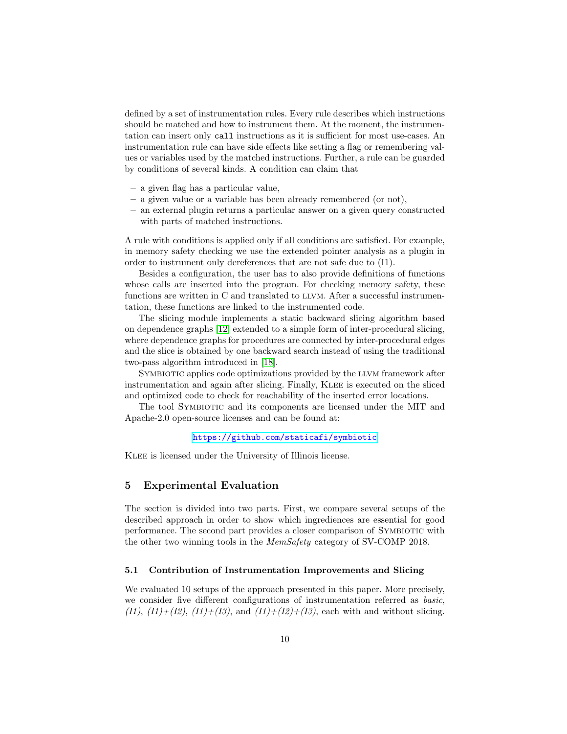defined by a set of instrumentation rules. Every rule describes which instructions should be matched and how to instrument them. At the moment, the instrumentation can insert only `call` instructions as it is sufficient for most use-cases. An instrumentation rule can have side effects like setting a flag or remembering values or variables used by the matched instructions. Further, a rule can be guarded by conditions of several kinds. A condition can claim that

- a given flag has a particular value,
- a given value or a variable has been already remembered (or not),
- an external plugin returns a particular answer on a given query constructed with parts of matched instructions.

A rule with conditions is applied only if all conditions are satisfied. For example, in memory safety checking we use the extended pointer analysis as a plugin in order to instrument only dereferences that are not safe due to (I1).

Besides a configuration, the user has to also provide definitions of functions whose calls are inserted into the program. For checking memory safety, these functions are written in C and translated to LLVM. After a successful instrumentation, these functions are linked to the instrumented code.

The slicing module implements a static backward slicing algorithm based on dependence graphs [12] extended to a simple form of inter-procedural slicing, where dependence graphs for procedures are connected by inter-procedural edges and the slice is obtained by one backward search instead of using the traditional two-pass algorithm introduced in [18].

Symbiotic applies code optimizations provided by the LLVM framework after instrumentation and again after slicing. Finally, Klee is executed on the sliced and optimized code to check for reachability of the inserted error locations.

The tool Symbiotic and its components are licensed under the MIT and Apache-2.0 open-source licenses and can be found at:

https://github.com/staticafi/symbiotic

Klee is licensed under the University of Illinois license.

## 5 Experimental Evaluation

The section is divided into two parts. First, we compare several setups of the described approach in order to show which ingrediences are essential for good performance. The second part provides a closer comparison of Symbiotic with the other two winning tools in the *MemSafety* category of SV-COMP 2018.

### 5.1 Contribution of Instrumentation Improvements and Slicing

We evaluated 10 setups of the approach presented in this paper. More precisely, we consider five different configurations of instrumentation referred as *basic*, *(I1)*, *(I1)+(I2)*, *(I1)+(I3)*, and *(I1)+(I2)+(I3)*, each with and without slicing.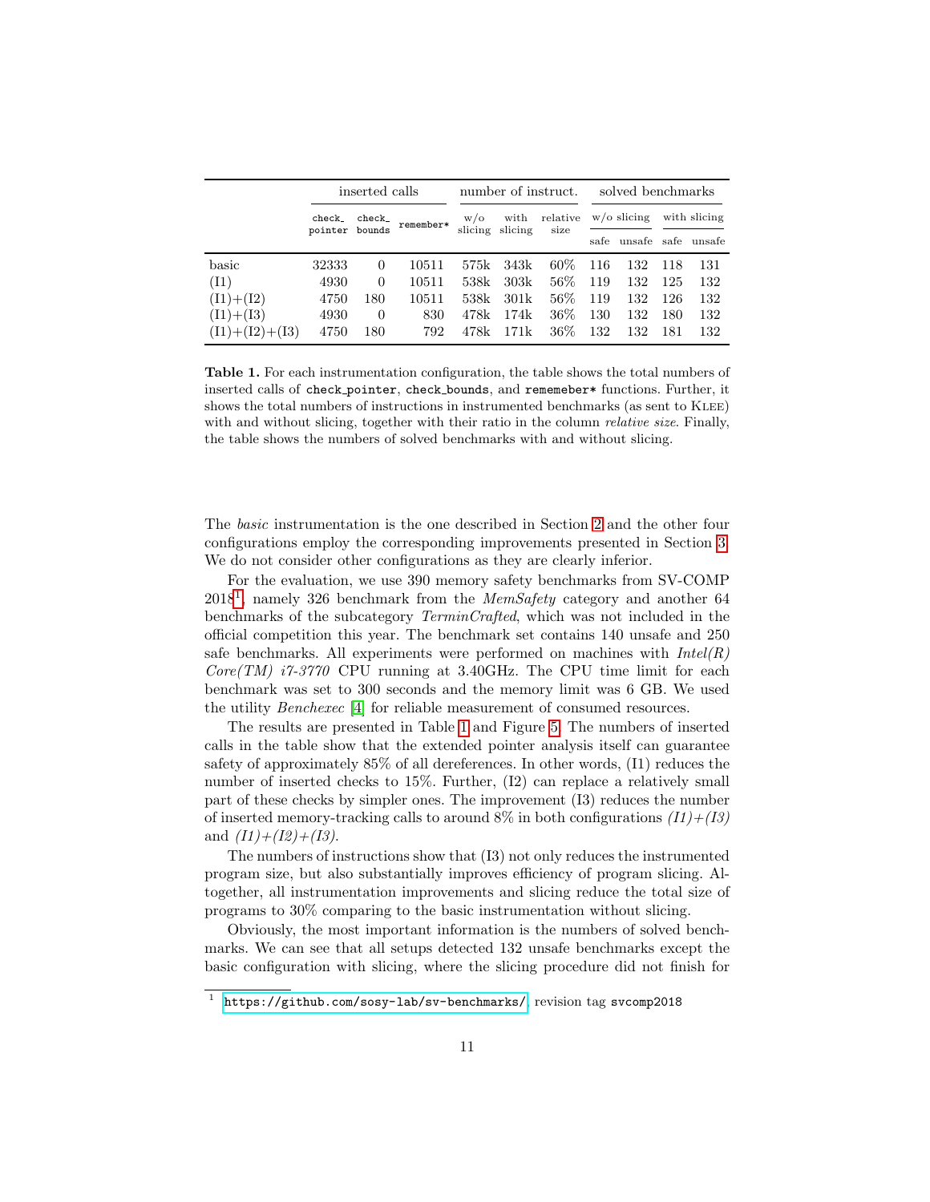| | inserted calls | | | number of instruct. | | | solved benchmarks | | | |
|---|---|---|---|---|---|---|---|---|---|---|
| | check_ pointer | check_ bounds | remember* | w/o slicing | with slicing | relative size | w/o slicing | | with slicing | |
| | | | | | | | safe | unsafe | safe | unsafe |
| basic | 32333 | 0 | 10511 | 575k | 343k | 60% | 116 | 132 | 118 | 131 |
| (I1) | 4930 | 0 | 10511 | 538k | 303k | 56% | 119 | 132 | 125 | 132 |
| (I1)+(I2) | 4750 | 180 | 10511 | 538k | 301k | 56% | 119 | 132 | 126 | 132 |
| (I1)+(I3) | 4930 | 0 | 830 | 478k | 174k | 36% | 130 | 132 | 180 | 132 |
| (I1)+(I2)+(I3) | 4750 | 180 | 792 | 478k | 171k | 36% | 132 | 132 | 181 | 132 |

**Table 1.** For each instrumentation configuration, the table shows the total numbers of inserted calls of `check_pointer`, `check_bounds`, and `rememeber*` functions. Further, it shows the total numbers of instructions in instrumented benchmarks (as sent to Klee) with and without slicing, together with their ratio in the column *relative size*. Finally, the table shows the numbers of solved benchmarks with and without slicing.

The *basic* instrumentation is the one described in Section 2 and the other four configurations employ the corresponding improvements presented in Section 3. We do not consider other configurations as they are clearly inferior.

For the evaluation, we use 390 memory safety benchmarks from SV-COMP 2018[1], namely 326 benchmark from the *MemSafety* category and another 64 benchmarks of the subcategory *TerminCrafted*, which was not included in the official competition this year. The benchmark set contains 140 unsafe and 250 safe benchmarks. All experiments were performed on machines with *Intel(R) Core(TM) i7-3770* CPU running at 3.40GHz. The CPU time limit for each benchmark was set to 300 seconds and the memory limit was 6 GB. We used the utility *Benchexec* [4] for reliable measurement of consumed resources.

The results are presented in Table 1 and Figure 5. The numbers of inserted calls in the table show that the extended pointer analysis itself can guarantee safety of approximately 85% of all dereferences. In other words, (I1) reduces the number of inserted checks to 15%. Further, (I2) can replace a relatively small part of these checks by simpler ones. The improvement (I3) reduces the number of inserted memory-tracking calls to around 8% in both configurations *(I1)+(I3)* and *(I1)+(I2)+(I3)*.

The numbers of instructions show that (I3) not only reduces the instrumented program size, but also substantially improves efficiency of program slicing. Altogether, all instrumentation improvements and slicing reduce the total size of programs to 30% comparing to the basic instrumentation without slicing.

Obviously, the most important information is the numbers of solved benchmarks. We can see that all setups detected 132 unsafe benchmarks except the basic configuration with slicing, where the slicing procedure did not finish for

[1] https://github.com/sosy-lab/sv-benchmarks/, revision tag svcomp2018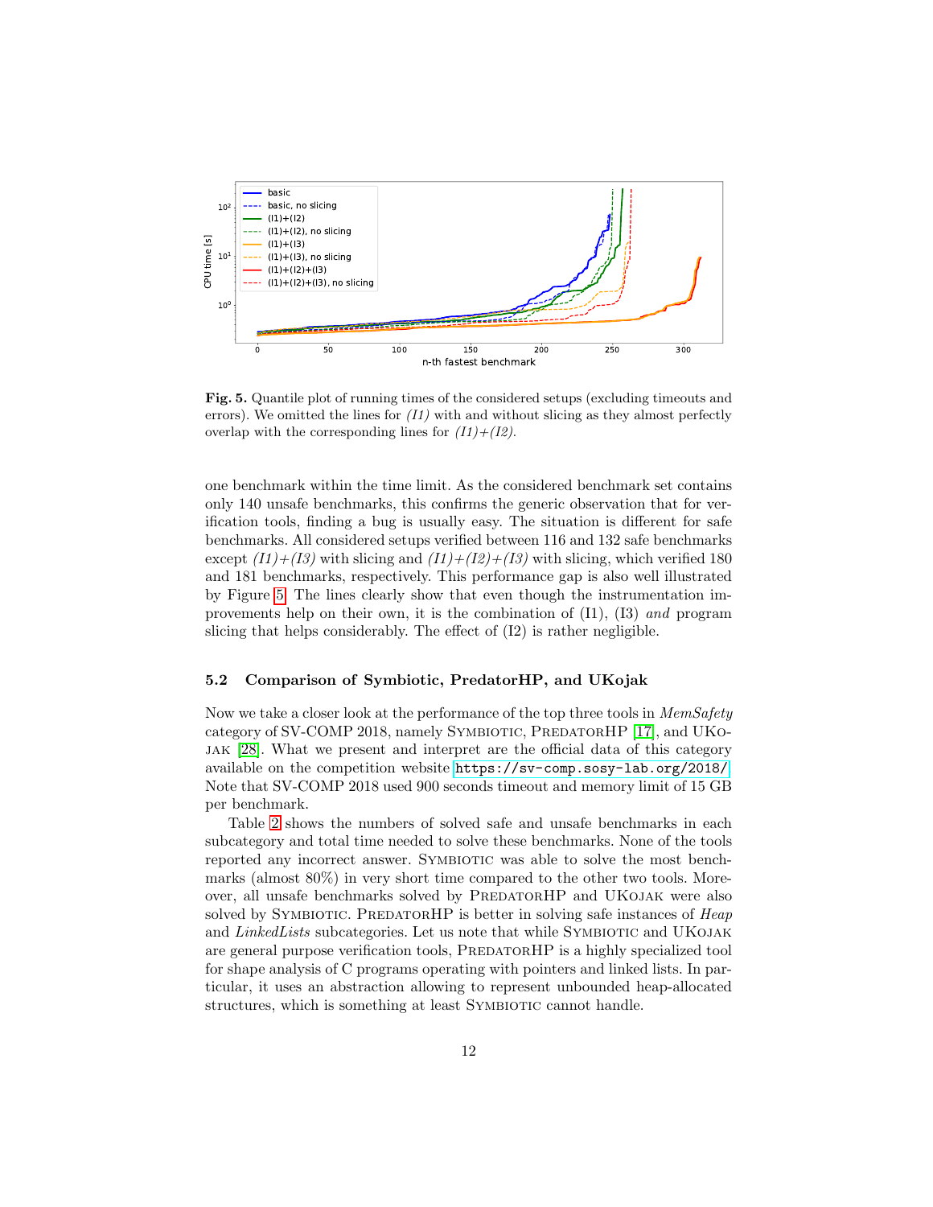**Fig. 5.** Quantile plot of running times of the considered setups (excluding timeouts and errors). We omitted the lines for *(I1)* with and without slicing as they almost perfectly overlap with the corresponding lines for *(I1)+(I2)*.

one benchmark within the time limit. As the considered benchmark set contains only 140 unsafe benchmarks, this confirms the generic observation that for verification tools, finding a bug is usually easy. The situation is different for safe benchmarks. All considered setups verified between 116 and 132 safe benchmarks except *(I1)+(I3)* with slicing and *(I1)+(I2)+(I3)* with slicing, which verified 180 and 181 benchmarks, respectively. This performance gap is also well illustrated by Figure 5. The lines clearly show that even though the instrumentation improvements help on their own, it is the combination of (I1), (I3) *and* program slicing that helps considerably. The effect of (I2) is rather negligible.

### 5.2 Comparison of Symbiotic, PredatorHP, and UKojak

Now we take a closer look at the performance of the top three tools in *MemSafety* category of SV-COMP 2018, namely Symbiotic, PredatorHP [17], and UKojak [28]. What we present and interpret are the official data of this category available on the competition website https://sv-comp.sosy-lab.org/2018/. Note that SV-COMP 2018 used 900 seconds timeout and memory limit of 15 GB per benchmark.

Table 2 shows the numbers of solved safe and unsafe benchmarks in each subcategory and total time needed to solve these benchmarks. None of the tools reported any incorrect answer. Symbiotic was able to solve the most benchmarks (almost 80%) in very short time compared to the other two tools. Moreover, all unsafe benchmarks solved by PredatorHP and UKojak were also solved by Symbiotic. PredatorHP is better in solving safe instances of *Heap* and *LinkedLists* subcategories. Let us note that while Symbiotic and UKojak are general purpose verification tools, PredatorHP is a highly specialized tool for shape analysis of C programs operating with pointers and linked lists. In particular, it uses an abstraction allowing to represent unbounded heap-allocated structures, which is something at least Symbiotic cannot handle.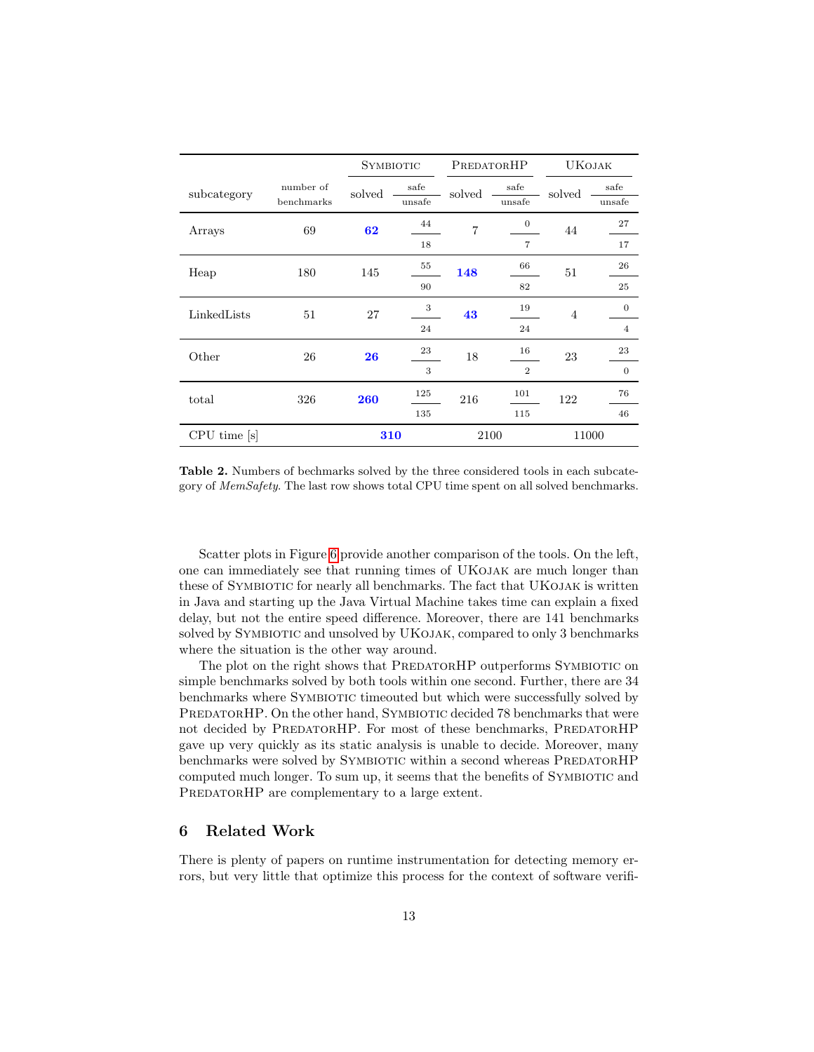| subcategory | number of benchmarks | Symbiotic | | | PredatorHP | | | UKojak | | |
|---|---|---|---|---|---|---|---|---|---|---|
| | | solved | safe | unsafe | solved | safe | unsafe | solved | safe | unsafe |
| Arrays | 69 | **62** | 44 | 18 | 7 | 0 | 7 | 44 | 27 | 17 |
| Heap | 180 | 145 | 55 | 90 | **148** | 66 | 82 | 51 | 26 | 25 |
| LinkedLists | 51 | 27 | 3 | 24 | **43** | 19 | 24 | 4 | 0 | 4 |
| Other | 26 | **26** | 23 | 3 | 18 | 16 | 2 | 23 | 23 | 0 |
| total | 326 | **260** | 125 | 135 | 216 | 101 | 115 | 122 | 76 | 46 |
| CPU time [s] | | **310** | | | 2100 | | | 11000 | | |

**Table 2.** Numbers of bechmarks solved by the three considered tools in each subcategory of *MemSafety*. The last row shows total CPU time spent on all solved benchmarks.

Scatter plots in Figure 6 provide another comparison of the tools. On the left, one can immediately see that running times of UKojak are much longer than these of Symbiotic for nearly all benchmarks. The fact that UKojak is written in Java and starting up the Java Virtual Machine takes time can explain a fixed delay, but not the entire speed difference. Moreover, there are 141 benchmarks solved by Symbiotic and unsolved by UKojak, compared to only 3 benchmarks where the situation is the other way around.

The plot on the right shows that PredatorHP outperforms Symbiotic on simple benchmarks solved by both tools within one second. Further, there are 34 benchmarks where Symbiotic timeouted but which were successfully solved by PredatorHP. On the other hand, Symbiotic decided 78 benchmarks that were not decided by PredatorHP. For most of these benchmarks, PredatorHP gave up very quickly as its static analysis is unable to decide. Moreover, many benchmarks were solved by Symbiotic within a second whereas PredatorHP computed much longer. To sum up, it seems that the benefits of Symbiotic and PredatorHP are complementary to a large extent.

## 6 Related Work

There is plenty of papers on runtime instrumentation for detecting memory errors, but very little that optimize this process for the context of software verifi-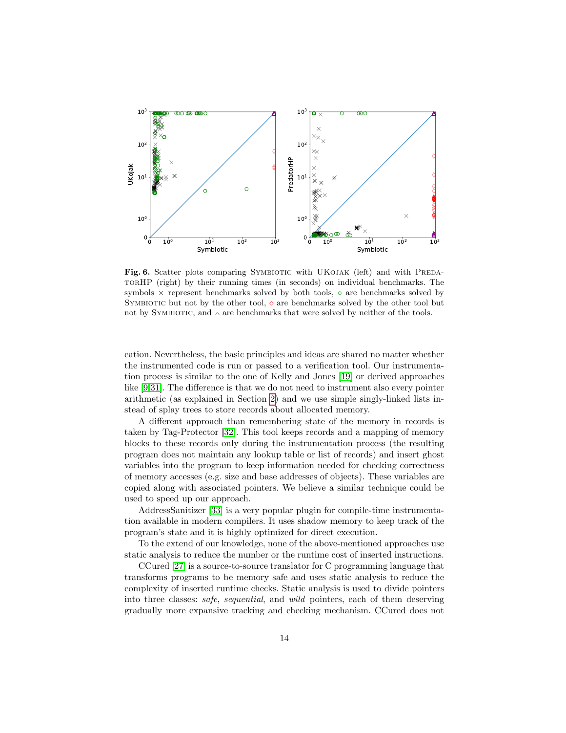**Fig. 6.** Scatter plots comparing Symbiotic with UKojak (left) and with PredatorHP (right) by their running times (in seconds) on individual benchmarks. The symbols × represent benchmarks solved by both tools, ○ are benchmarks solved by Symbiotic but not by the other tool, ◇ are benchmarks solved by the other tool but not by Symbiotic, and △ are benchmarks that were solved by neither of the tools.

cation. Nevertheless, the basic principles and ideas are shared no matter whether the instrumented code is run or passed to a verification tool. Our instrumentation process is similar to the one of Kelly and Jones [19] or derived approaches like [9,31]. The difference is that we do not need to instrument also every pointer arithmetic (as explained in Section 2) and we use simple singly-linked lists instead of splay trees to store records about allocated memory.

A different approach than remembering state of the memory in records is taken by Tag-Protector [32]. This tool keeps records and a mapping of memory blocks to these records only during the instrumentation process (the resulting program does not maintain any lookup table or list of records) and insert ghost variables into the program to keep information needed for checking correctness of memory accesses (e.g. size and base addresses of objects). These variables are copied along with associated pointers. We believe a similar technique could be used to speed up our approach.

AddressSanitizer [33] is a very popular plugin for compile-time instrumentation available in modern compilers. It uses shadow memory to keep track of the program's state and it is highly optimized for direct execution.

To the extend of our knowledge, none of the above-mentioned approaches use static analysis to reduce the number or the runtime cost of inserted instructions.

CCured [27] is a source-to-source translator for C programming language that transforms programs to be memory safe and uses static analysis to reduce the complexity of inserted runtime checks. Static analysis is used to divide pointers into three classes: *safe*, *sequential*, and *wild* pointers, each of them deserving gradually more expansive tracking and checking mechanism. CCured does not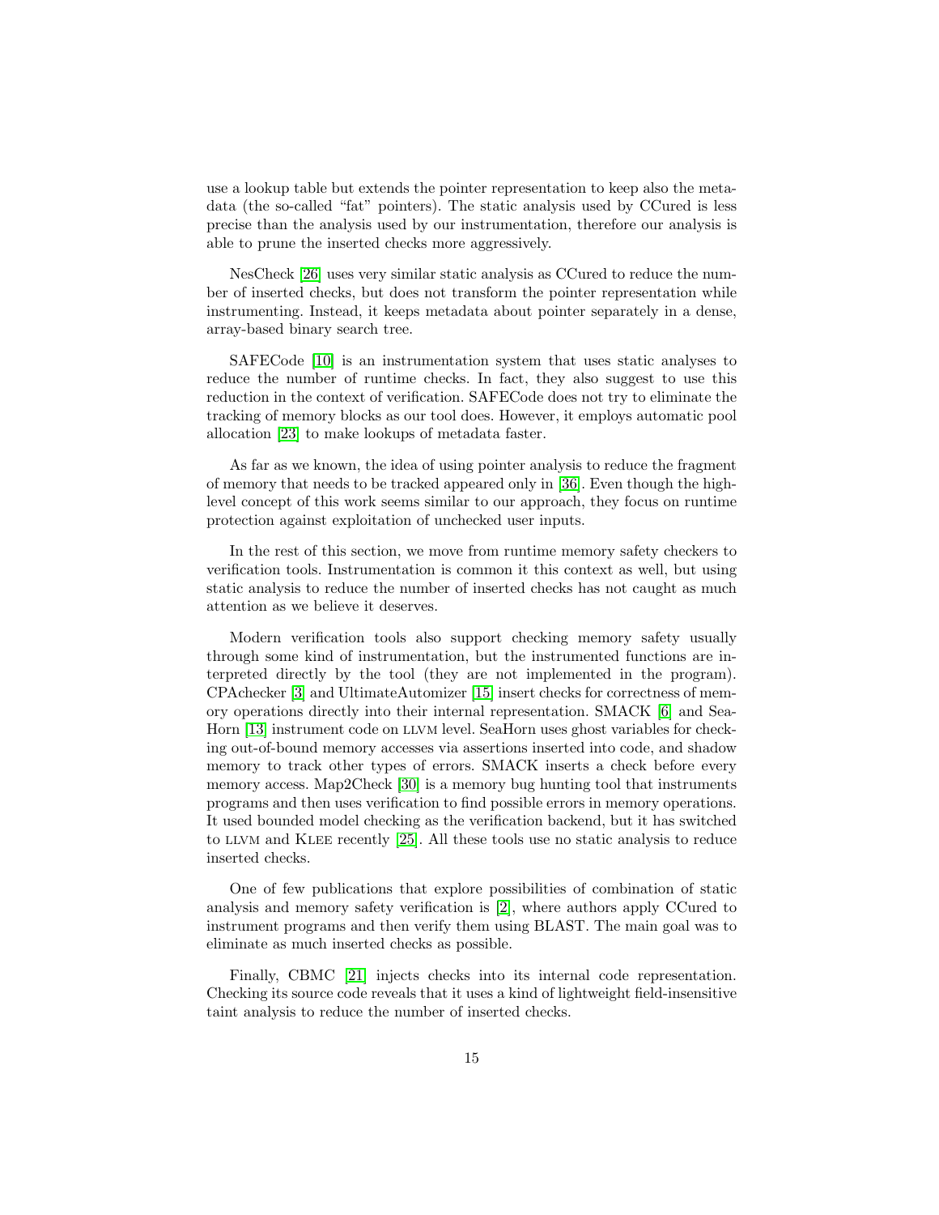use a lookup table but extends the pointer representation to keep also the metadata (the so-called "fat" pointers). The static analysis used by CCured is less precise than the analysis used by our instrumentation, therefore our analysis is able to prune the inserted checks more aggressively.

NesCheck [26] uses very similar static analysis as CCured to reduce the number of inserted checks, but does not transform the pointer representation while instrumenting. Instead, it keeps metadata about pointer separately in a dense, array-based binary search tree.

SAFECode [10] is an instrumentation system that uses static analyses to reduce the number of runtime checks. In fact, they also suggest to use this reduction in the context of verification. SAFECode does not try to eliminate the tracking of memory blocks as our tool does. However, it employs automatic pool allocation [23] to make lookups of metadata faster.

As far as we known, the idea of using pointer analysis to reduce the fragment of memory that needs to be tracked appeared only in [36]. Even though the high-level concept of this work seems similar to our approach, they focus on runtime protection against exploitation of unchecked user inputs.

In the rest of this section, we move from runtime memory safety checkers to verification tools. Instrumentation is common it this context as well, but using static analysis to reduce the number of inserted checks has not caught as much attention as we believe it deserves.

Modern verification tools also support checking memory safety usually through some kind of instrumentation, but the instrumented functions are interpreted directly by the tool (they are not implemented in the program). CPAchecker [3] and UltimateAutomizer [15] insert checks for correctness of memory operations directly into their internal representation. SMACK [6] and SeaHorn [13] instrument code on LLVM level. SeaHorn uses ghost variables for checking out-of-bound memory accesses via assertions inserted into code, and shadow memory to track other types of errors. SMACK inserts a check before every memory access. Map2Check [30] is a memory bug hunting tool that instruments programs and then uses verification to find possible errors in memory operations. It used bounded model checking as the verification backend, but it has switched to LLVM and KLEE recently [25]. All these tools use no static analysis to reduce inserted checks.

One of few publications that explore possibilities of combination of static analysis and memory safety verification is [2], where authors apply CCured to instrument programs and then verify them using BLAST. The main goal was to eliminate as much inserted checks as possible.

Finally, CBMC [21] injects checks into its internal code representation. Checking its source code reveals that it uses a kind of lightweight field-insensitive taint analysis to reduce the number of inserted checks.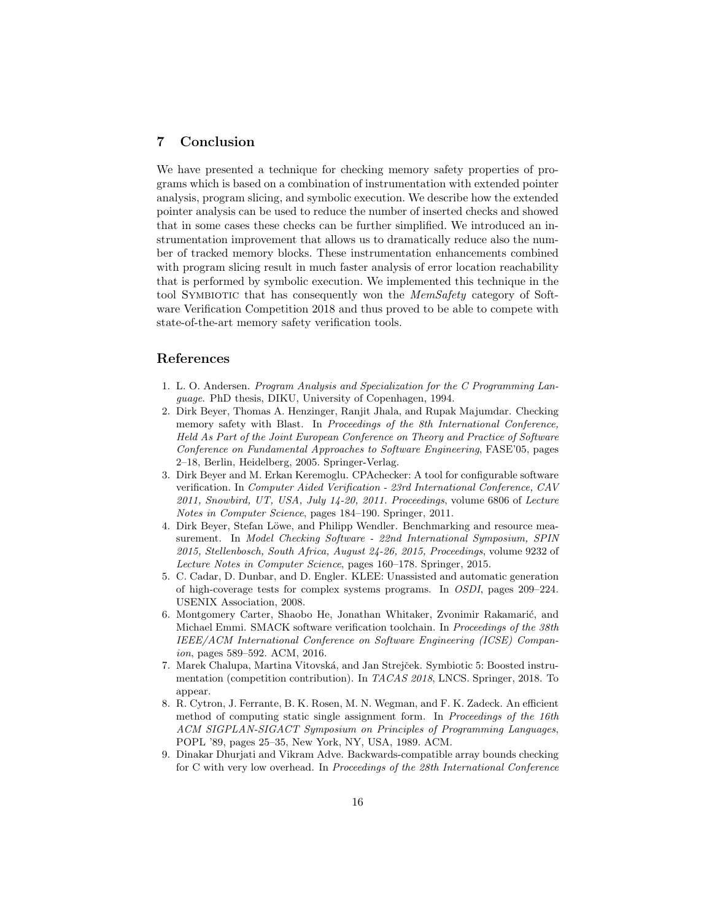## 7 Conclusion

We have presented a technique for checking memory safety properties of programs which is based on a combination of instrumentation with extended pointer analysis, program slicing, and symbolic execution. We describe how the extended pointer analysis can be used to reduce the number of inserted checks and showed that in some cases these checks can be further simplified. We introduced an instrumentation improvement that allows us to dramatically reduce also the number of tracked memory blocks. These instrumentation enhancements combined with program slicing result in much faster analysis of error location reachability that is performed by symbolic execution. We implemented this technique in the tool SYMBIOTIC that has consequently won the *MemSafety* category of Software Verification Competition 2018 and thus proved to be able to compete with state-of-the-art memory safety verification tools.

## References

1. L. O. Andersen. *Program Analysis and Specialization for the C Programming Language*. PhD thesis, DIKU, University of Copenhagen, 1994.
2. Dirk Beyer, Thomas A. Henzinger, Ranjit Jhala, and Rupak Majumdar. Checking memory safety with Blast. In *Proceedings of the 8th International Conference, Held As Part of the Joint European Conference on Theory and Practice of Software Conference on Fundamental Approaches to Software Engineering*, FASE'05, pages 2–18, Berlin, Heidelberg, 2005. Springer-Verlag.
3. Dirk Beyer and M. Erkan Keremoglu. CPAchecker: A tool for configurable software verification. In *Computer Aided Verification - 23rd International Conference, CAV 2011, Snowbird, UT, USA, July 14-20, 2011. Proceedings*, volume 6806 of *Lecture Notes in Computer Science*, pages 184–190. Springer, 2011.
4. Dirk Beyer, Stefan Löwe, and Philipp Wendler. Benchmarking and resource measurement. In *Model Checking Software - 22nd International Symposium, SPIN 2015, Stellenbosch, South Africa, August 24-26, 2015, Proceedings*, volume 9232 of *Lecture Notes in Computer Science*, pages 160–178. Springer, 2015.
5. C. Cadar, D. Dunbar, and D. Engler. KLEE: Unassisted and automatic generation of high-coverage tests for complex systems programs. In *OSDI*, pages 209–224. USENIX Association, 2008.
6. Montgomery Carter, Shaobo He, Jonathan Whitaker, Zvonimir Rakamarić, and Michael Emmi. SMACK software verification toolchain. In *Proceedings of the 38th IEEE/ACM International Conference on Software Engineering (ICSE) Companion*, pages 589–592. ACM, 2016.
7. Marek Chalupa, Martina Vitovská, and Jan Strejček. Symbiotic 5: Boosted instrumentation (competition contribution). In *TACAS 2018*, LNCS. Springer, 2018. To appear.
8. R. Cytron, J. Ferrante, B. K. Rosen, M. N. Wegman, and F. K. Zadeck. An efficient method of computing static single assignment form. In *Proceedings of the 16th ACM SIGPLAN-SIGACT Symposium on Principles of Programming Languages*, POPL '89, pages 25–35, New York, NY, USA, 1989. ACM.
9. Dinakar Dhurjati and Vikram Adve. Backwards-compatible array bounds checking for C with very low overhead. In *Proceedings of the 28th International Conference*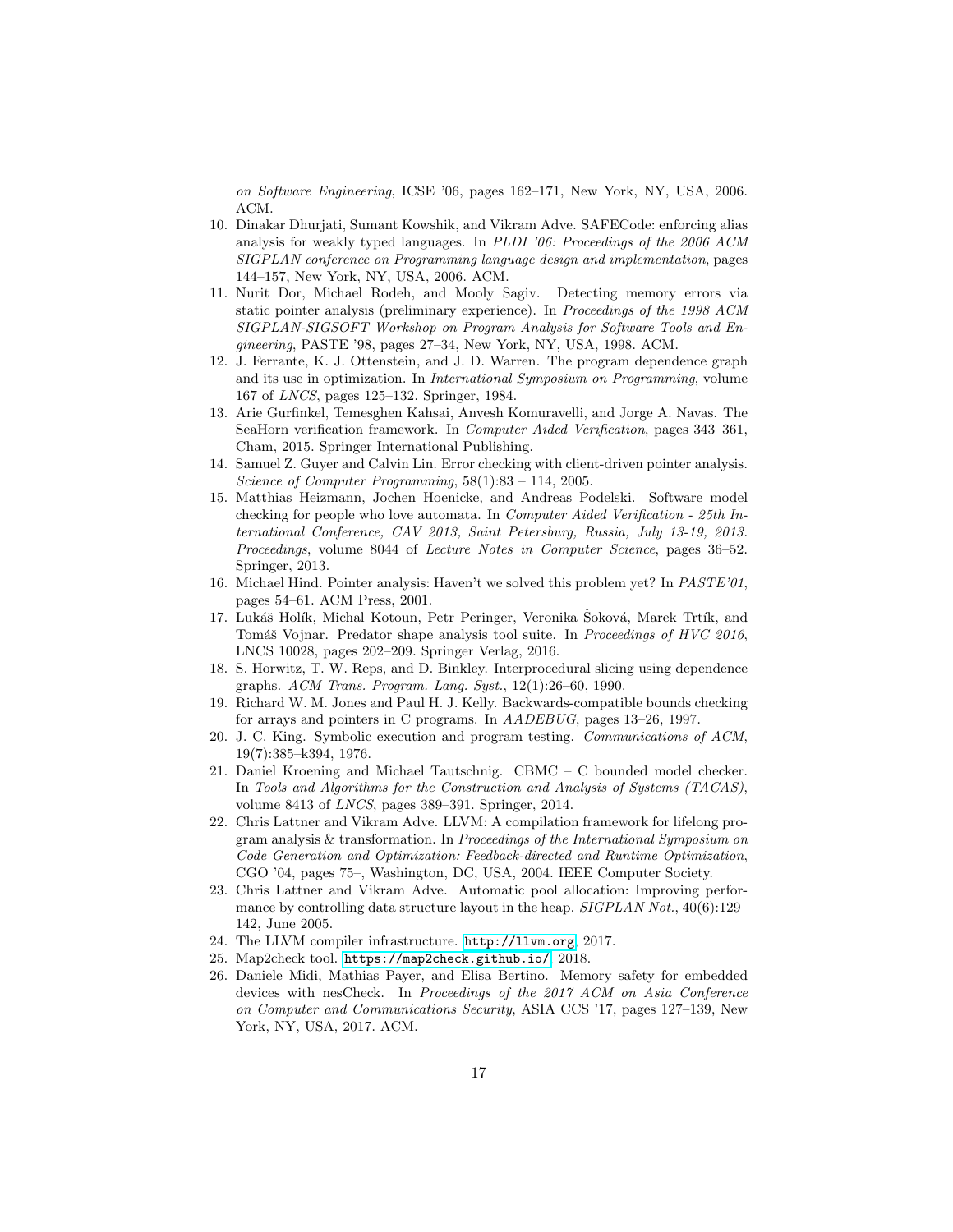on *Software Engineering*, ICSE '06, pages 162–171, New York, NY, USA, 2006. ACM.

10. Dinakar Dhurjati, Sumant Kowshik, and Vikram Adve. SAFECode: enforcing alias analysis for weakly typed languages. In *PLDI '06: Proceedings of the 2006 ACM SIGPLAN conference on Programming language design and implementation*, pages 144–157, New York, NY, USA, 2006. ACM.
11. Nurit Dor, Michael Rodeh, and Mooly Sagiv. Detecting memory errors via static pointer analysis (preliminary experience). In *Proceedings of the 1998 ACM SIGPLAN-SIGSOFT Workshop on Program Analysis for Software Tools and Engineering*, PASTE '98, pages 27–34, New York, NY, USA, 1998. ACM.
12. J. Ferrante, K. J. Ottenstein, and J. D. Warren. The program dependence graph and its use in optimization. In *International Symposium on Programming*, volume 167 of *LNCS*, pages 125–132. Springer, 1984.
13. Arie Gurfinkel, Temesghen Kahsai, Anvesh Komuravelli, and Jorge A. Navas. The SeaHorn verification framework. In *Computer Aided Verification*, pages 343–361, Cham, 2015. Springer International Publishing.
14. Samuel Z. Guyer and Calvin Lin. Error checking with client-driven pointer analysis. *Science of Computer Programming*, 58(1):83 – 114, 2005.
15. Matthias Heizmann, Jochen Hoenicke, and Andreas Podelski. Software model checking for people who love automata. In *Computer Aided Verification - 25th International Conference, CAV 2013, Saint Petersburg, Russia, July 13-19, 2013. Proceedings*, volume 8044 of *Lecture Notes in Computer Science*, pages 36–52. Springer, 2013.
16. Michael Hind. Pointer analysis: Haven't we solved this problem yet? In *PASTE'01*, pages 54–61. ACM Press, 2001.
17. Lukáš Holík, Michal Kotoun, Petr Peringer, Veronika Šoková, Marek Trtík, and Tomáš Vojnar. Predator shape analysis tool suite. In *Proceedings of HVC 2016*, LNCS 10028, pages 202–209. Springer Verlag, 2016.
18. S. Horwitz, T. W. Reps, and D. Binkley. Interprocedural slicing using dependence graphs. *ACM Trans. Program. Lang. Syst.*, 12(1):26–60, 1990.
19. Richard W. M. Jones and Paul H. J. Kelly. Backwards-compatible bounds checking for arrays and pointers in C programs. In *AADEBUG*, pages 13–26, 1997.
20. J. C. King. Symbolic execution and program testing. *Communications of ACM*, 19(7):385–k394, 1976.
21. Daniel Kroening and Michael Tautschnig. CBMC – C bounded model checker. In *Tools and Algorithms for the Construction and Analysis of Systems (TACAS)*, volume 8413 of *LNCS*, pages 389–391. Springer, 2014.
22. Chris Lattner and Vikram Adve. LLVM: A compilation framework for lifelong program analysis & transformation. In *Proceedings of the International Symposium on Code Generation and Optimization: Feedback-directed and Runtime Optimization*, CGO '04, pages 75–, Washington, DC, USA, 2004. IEEE Computer Society.
23. Chris Lattner and Vikram Adve. Automatic pool allocation: Improving performance by controlling data structure layout in the heap. *SIGPLAN Not.*, 40(6):129–142, June 2005.
24. The LLVM compiler infrastructure. `http://llvm.org`, 2017.
25. Map2check tool. `https://map2check.github.io/`, 2018.
26. Daniele Midi, Mathias Payer, and Elisa Bertino. Memory safety for embedded devices with nesCheck. In *Proceedings of the 2017 ACM on Asia Conference on Computer and Communications Security*, ASIA CCS '17, pages 127–139, New York, NY, USA, 2017. ACM.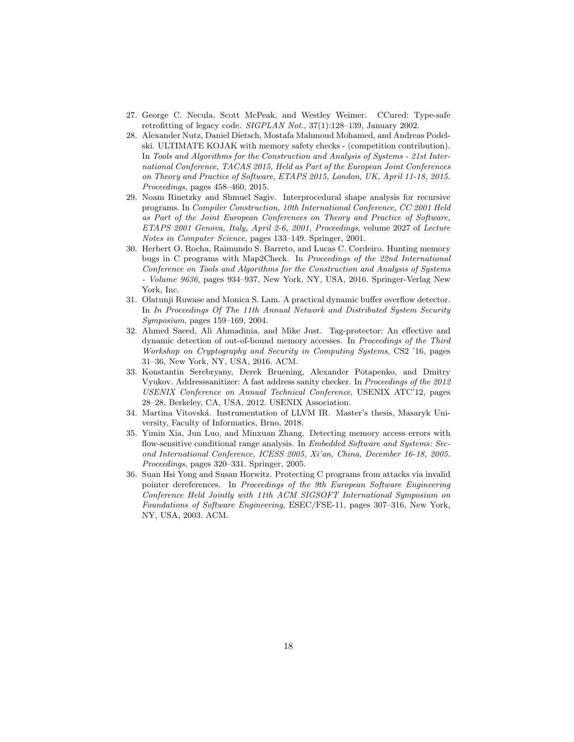27. George C. Necula, Scott McPeak, and Westley Weimer. CCured: Type-safe retrofitting of legacy code. *SIGPLAN Not.*, 37(1):128–139, January 2002.
28. Alexander Nutz, Daniel Dietsch, Mostafa Mahmoud Mohamed, and Andreas Podelski. ULTIMATE KOJAK with memory safety checks - (competition contribution). In *Tools and Algorithms for the Construction and Analysis of Systems - 21st International Conference, TACAS 2015, Held as Part of the European Joint Conferences on Theory and Practice of Software, ETAPS 2015, London, UK, April 11-18, 2015. Proceedings*, pages 458–460, 2015.
29. Noam Rinetzky and Shmuel Sagiv. Interprocedural shape analysis for recursive programs. In *Compiler Construction, 10th International Conference, CC 2001 Held as Part of the Joint European Conferences on Theory and Practice of Software, ETAPS 2001 Genova, Italy, April 2-6, 2001, Proceedings*, volume 2027 of *Lecture Notes in Computer Science*, pages 133–149. Springer, 2001.
30. Herbert O. Rocha, Raimundo S. Barreto, and Lucas C. Cordeiro. Hunting memory bugs in C programs with Map2Check. In *Proceedings of the 22nd International Conference on Tools and Algorithms for the Construction and Analysis of Systems - Volume 9636*, pages 934–937, New York, NY, USA, 2016. Springer-Verlag New York, Inc.
31. Olatunji Ruwase and Monica S. Lam. A practical dynamic buffer overflow detector. In *In Proceedings Of The 11th Annual Network and Distributed System Security Symposium*, pages 159–169, 2004.
32. Ahmed Saeed, Ali Ahmadinia, and Mike Just. Tag-protector: An effective and dynamic detection of out-of-bound memory accesses. In *Proceedings of the Third Workshop on Cryptography and Security in Computing Systems*, CS2 '16, pages 31–36, New York, NY, USA, 2016. ACM.
33. Konstantin Serebryany, Derek Bruening, Alexander Potapenko, and Dmitry Vyukov. Addresssanitizer: A fast address sanity checker. In *Proceedings of the 2012 USENIX Conference on Annual Technical Conference*, USENIX ATC'12, pages 28–28, Berkeley, CA, USA, 2012. USENIX Association.
34. Martina Vitovská. Instrumentation of LLVM IR. Master's thesis, Masaryk University, Faculty of Informatics, Brno, 2018.
35. Yimin Xia, Jun Luo, and Minxuan Zhang. Detecting memory access errors with flow-sensitive conditional range analysis. In *Embedded Software and Systems: Second International Conference, ICESS 2005, Xi'an, China, December 16-18, 2005. Proceedings*, pages 320–331. Springer, 2005.
36. Suan Hsi Yong and Susan Horwitz. Protecting C programs from attacks via invalid pointer dereferences. In *Proceedings of the 9th European Software Engineering Conference Held Jointly with 11th ACM SIGSOFT International Symposium on Foundations of Software Engineering*, ESEC/FSE-11, pages 307–316, New York, NY, USA, 2003. ACM.